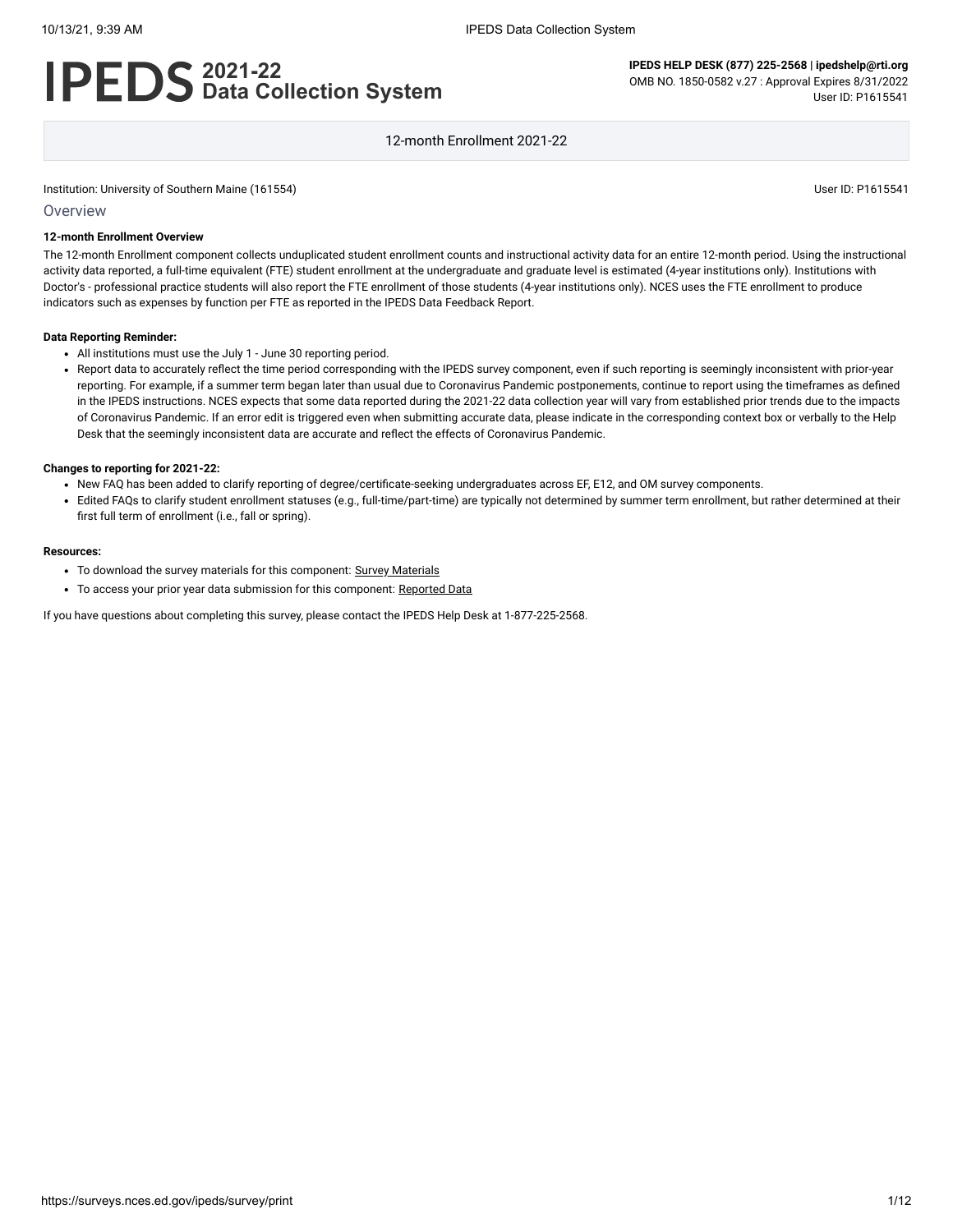# IPEDS 2021-22 Data Collection System

**IPEDS HELP DESK (877) 225-2568 | ipedshelp@rti.org**
OMB NO. 1850-0582 v.27 : Approval Expires 8/31/2022
User ID: P1615541

12-month Enrollment 2021-22

Institution: University of Southern Maine (161554)

User ID: P1615541

## Overview

**12-month Enrollment Overview**

The 12-month Enrollment component collects unduplicated student enrollment counts and instructional activity data for an entire 12-month period. Using the instructional activity data reported, a full-time equivalent (FTE) student enrollment at the undergraduate and graduate level is estimated (4-year institutions only). Institutions with Doctor's - professional practice students will also report the FTE enrollment of those students (4-year institutions only). NCES uses the FTE enrollment to produce indicators such as expenses by function per FTE as reported in the IPEDS Data Feedback Report.

**Data Reporting Reminder:**

- All institutions must use the July 1 - June 30 reporting period.
- Report data to accurately reflect the time period corresponding with the IPEDS survey component, even if such reporting is seemingly inconsistent with prior-year reporting. For example, if a summer term began later than usual due to Coronavirus Pandemic postponements, continue to report using the timeframes as defined in the IPEDS instructions. NCES expects that some data reported during the 2021-22 data collection year will vary from established prior trends due to the impacts of Coronavirus Pandemic. If an error edit is triggered even when submitting accurate data, please indicate in the corresponding context box or verbally to the Help Desk that the seemingly inconsistent data are accurate and reflect the effects of Coronavirus Pandemic.

**Changes to reporting for 2021-22:**

- New FAQ has been added to clarify reporting of degree/certificate-seeking undergraduates across EF, E12, and OM survey components.
- Edited FAQs to clarify student enrollment statuses (e.g., full-time/part-time) are typically not determined by summer term enrollment, but rather determined at their first full term of enrollment (i.e., fall or spring).

**Resources:**

- To download the survey materials for this component: Survey Materials
- To access your prior year data submission for this component: Reported Data

If you have questions about completing this survey, please contact the IPEDS Help Desk at 1-877-225-2568.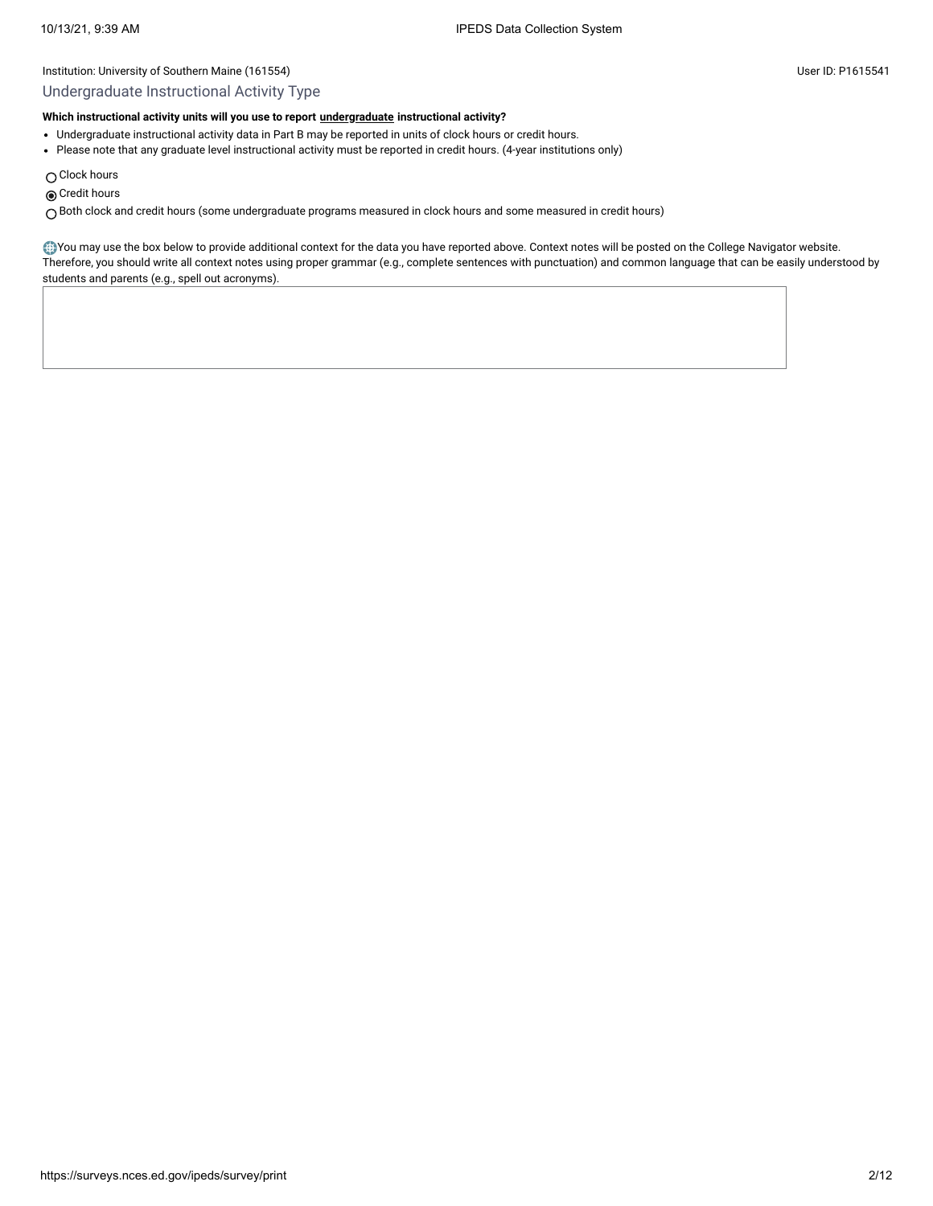Institution: University of Southern Maine (161554)

User ID: P1615541

## Undergraduate Instructional Activity Type

**Which instructional activity units will you use to report undergraduate instructional activity?**

- Undergraduate instructional activity data in Part B may be reported in units of clock hours or credit hours.
- Please note that any graduate level instructional activity must be reported in credit hours. (4-year institutions only)

○ Clock hours

◉ Credit hours

○ Both clock and credit hours (some undergraduate programs measured in clock hours and some measured in credit hours)

You may use the box below to provide additional context for the data you have reported above. Context notes will be posted on the College Navigator website. Therefore, you should write all context notes using proper grammar (e.g., complete sentences with punctuation) and common language that can be easily understood by students and parents (e.g., spell out acronyms).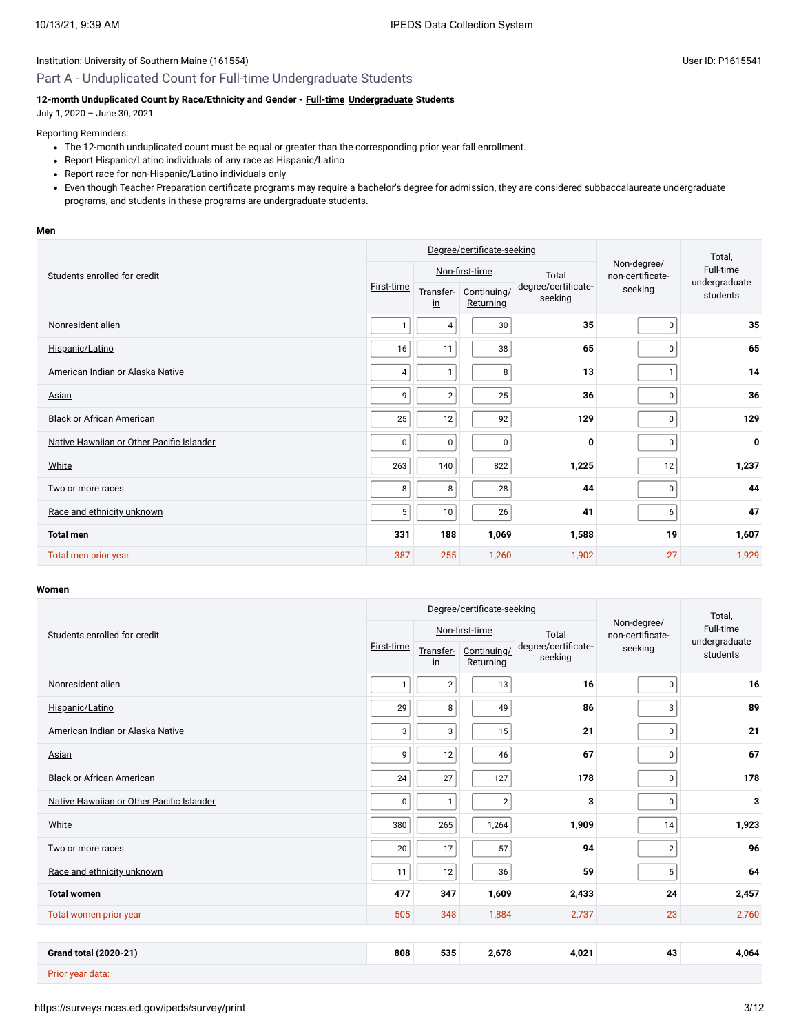Institution: University of Southern Maine (161554)

User ID: P1615541

## Part A - Unduplicated Count for Full-time Undergraduate Students

**12-month Unduplicated Count by Race/Ethnicity and Gender - Full-time Undergraduate Students**
July 1, 2020 – June 30, 2021

Reporting Reminders:

- The 12-month unduplicated count must be equal or greater than the corresponding prior year fall enrollment.
- Report Hispanic/Latino individuals of any race as Hispanic/Latino
- Report race for non-Hispanic/Latino individuals only
- Even though Teacher Preparation certificate programs may require a bachelor's degree for admission, they are considered subbaccalaureate undergraduate programs, and students in these programs are undergraduate students.

**Men**

| Students enrolled for credit | Degree/certificate-seeking | | | | Non-degree/ non-certificate-seeking | Total, Full-time undergraduate students |
|---|---|---|---|---|---|---|
| | First-time | Non-first-time | | Total degree/certificate-seeking | | |
| | | Transfer-in | Continuing/ Returning | | | |
| Nonresident alien | 1 | 4 | 30 | **35** | 0 | **35** |
| Hispanic/Latino | 16 | 11 | 38 | **65** | 0 | **65** |
| American Indian or Alaska Native | 4 | 1 | 8 | **13** | 1 | **14** |
| Asian | 9 | 2 | 25 | **36** | 0 | **36** |
| Black or African American | 25 | 12 | 92 | **129** | 0 | **129** |
| Native Hawaiian or Other Pacific Islander | 0 | 0 | 0 | **0** | 0 | **0** |
| White | 263 | 140 | 822 | **1,225** | 12 | **1,237** |
| Two or more races | 8 | 8 | 28 | **44** | 0 | **44** |
| Race and ethnicity unknown | 5 | 10 | 26 | **41** | 6 | **47** |
| **Total men** | **331** | **188** | **1,069** | **1,588** | **19** | **1,607** |
| Total men prior year | 387 | 255 | 1,260 | 1,902 | 27 | 1,929 |

**Women**

| Students enrolled for credit | Degree/certificate-seeking | | | | Non-degree/ non-certificate-seeking | Total, Full-time undergraduate students |
|---|---|---|---|---|---|---|
| | First-time | Non-first-time | | Total degree/certificate-seeking | | |
| | | Transfer-in | Continuing/ Returning | | | |
| Nonresident alien | 1 | 2 | 13 | **16** | 0 | **16** |
| Hispanic/Latino | 29 | 8 | 49 | **86** | 3 | **89** |
| American Indian or Alaska Native | 3 | 3 | 15 | **21** | 0 | **21** |
| Asian | 9 | 12 | 46 | **67** | 0 | **67** |
| Black or African American | 24 | 27 | 127 | **178** | 0 | **178** |
| Native Hawaiian or Other Pacific Islander | 0 | 1 | 2 | **3** | 0 | **3** |
| White | 380 | 265 | 1,264 | **1,909** | 14 | **1,923** |
| Two or more races | 20 | 17 | 57 | **94** | 2 | **96** |
| Race and ethnicity unknown | 11 | 12 | 36 | **59** | 5 | **64** |
| **Total women** | **477** | **347** | **1,609** | **2,433** | **24** | **2,457** |
| Total women prior year | 505 | 348 | 1,884 | 2,737 | 23 | 2,760 |

| | | | | | | |
|---|---|---|---|---|---|---|
| **Grand total (2020-21)** | **808** | **535** | **2,678** | **4,021** | **43** | **4,064** |
| Prior year data: | | | | | | |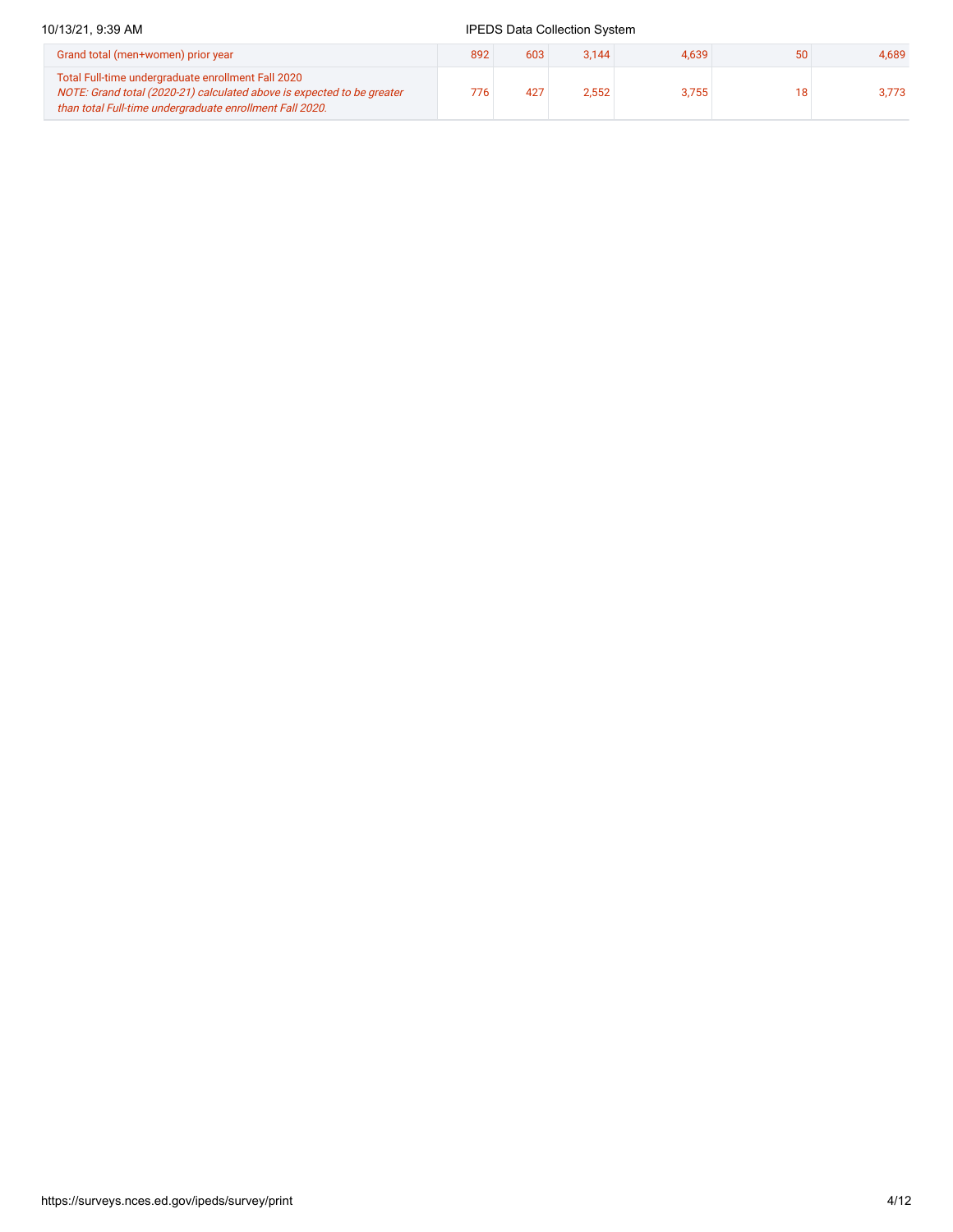| | | | | | | |
|---|---|---|---|---|---|---|
| Grand total (men+women) prior year | 892 | 603 | 3,144 | 4,639 | 50 | 4,689 |
| Total Full-time undergraduate enrollment Fall 2020<br>*NOTE: Grand total (2020-21) calculated above is expected to be greater than total Full-time undergraduate enrollment Fall 2020.* | 776 | 427 | 2,552 | 3,755 | 18 | 3,773 |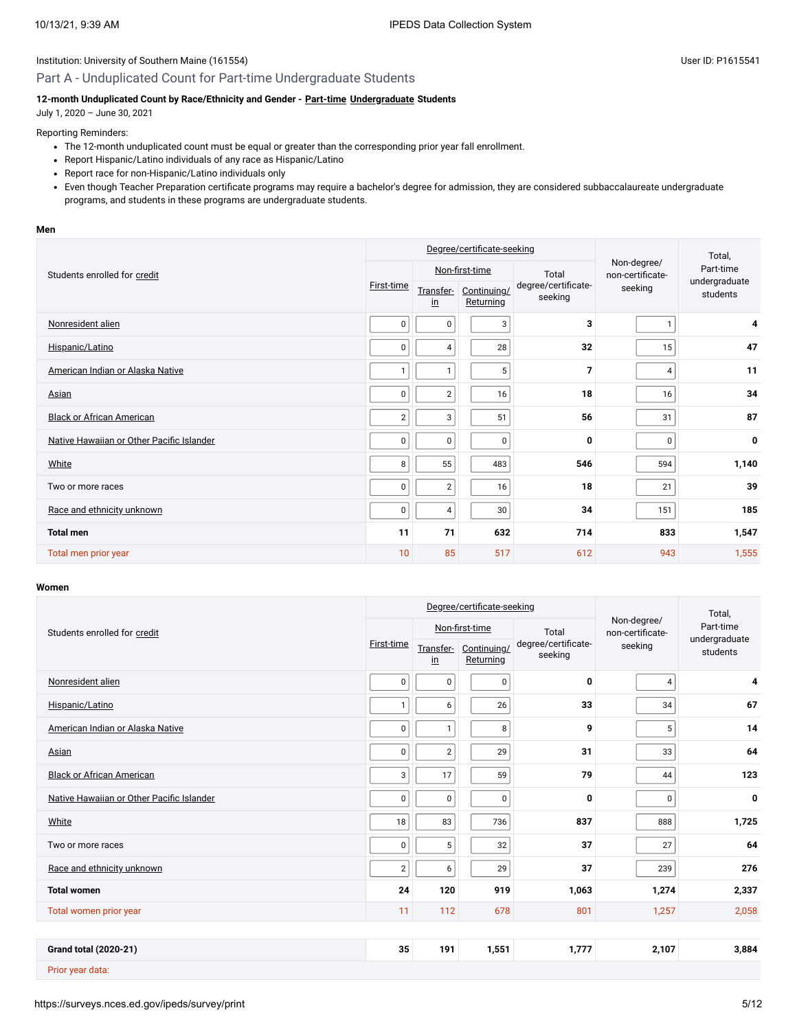Institution: University of Southern Maine (161554)

User ID: P1615541

## Part A - Unduplicated Count for Part-time Undergraduate Students

**12-month Unduplicated Count by Race/Ethnicity and Gender - Part-time Undergraduate Students**
July 1, 2020 – June 30, 2021

Reporting Reminders:

- The 12-month unduplicated count must be equal or greater than the corresponding prior year fall enrollment.
- Report Hispanic/Latino individuals of any race as Hispanic/Latino
- Report race for non-Hispanic/Latino individuals only
- Even though Teacher Preparation certificate programs may require a bachelor's degree for admission, they are considered subbaccalaureate undergraduate programs, and students in these programs are undergraduate students.

**Men**

| Students enrolled for credit | Degree/certificate-seeking | | | | Non-degree/ non-certificate-seeking | Total, Part-time undergraduate students |
|---|---|---|---|---|---|---|
| | First-time | Non-first-time | | Total degree/certificate-seeking | | |
| | | Transfer-in | Continuing/ Returning | | | |
| Nonresident alien | 0 | 0 | 3 | **3** | 1 | **4** |
| Hispanic/Latino | 0 | 4 | 28 | **32** | 15 | **47** |
| American Indian or Alaska Native | 1 | 1 | 5 | **7** | 4 | **11** |
| Asian | 0 | 2 | 16 | **18** | 16 | **34** |
| Black or African American | 2 | 3 | 51 | **56** | 31 | **87** |
| Native Hawaiian or Other Pacific Islander | 0 | 0 | 0 | **0** | 0 | **0** |
| White | 8 | 55 | 483 | **546** | 594 | **1,140** |
| Two or more races | 0 | 2 | 16 | **18** | 21 | **39** |
| Race and ethnicity unknown | 0 | 4 | 30 | **34** | 151 | **185** |
| **Total men** | **11** | **71** | **632** | **714** | **833** | **1,547** |
| Total men prior year | 10 | 85 | 517 | 612 | 943 | 1,555 |

**Women**

| Students enrolled for credit | Degree/certificate-seeking | | | | Non-degree/ non-certificate-seeking | Total, Part-time undergraduate students |
|---|---|---|---|---|---|---|
| | First-time | Non-first-time | | Total degree/certificate-seeking | | |
| | | Transfer-in | Continuing/ Returning | | | |
| Nonresident alien | 0 | 0 | 0 | **0** | 4 | **4** |
| Hispanic/Latino | 1 | 6 | 26 | **33** | 34 | **67** |
| American Indian or Alaska Native | 0 | 1 | 8 | **9** | 5 | **14** |
| Asian | 0 | 2 | 29 | **31** | 33 | **64** |
| Black or African American | 3 | 17 | 59 | **79** | 44 | **123** |
| Native Hawaiian or Other Pacific Islander | 0 | 0 | 0 | **0** | 0 | **0** |
| White | 18 | 83 | 736 | **837** | 888 | **1,725** |
| Two or more races | 0 | 5 | 32 | **37** | 27 | **64** |
| Race and ethnicity unknown | 2 | 6 | 29 | **37** | 239 | **276** |
| **Total women** | **24** | **120** | **919** | **1,063** | **1,274** | **2,337** |
| Total women prior year | 11 | 112 | 678 | 801 | 1,257 | 2,058 |

| | | | | | | |
|---|---|---|---|---|---|---|
| **Grand total (2020-21)** | **35** | **191** | **1,551** | **1,777** | **2,107** | **3,884** |
| Prior year data: | | | | | | |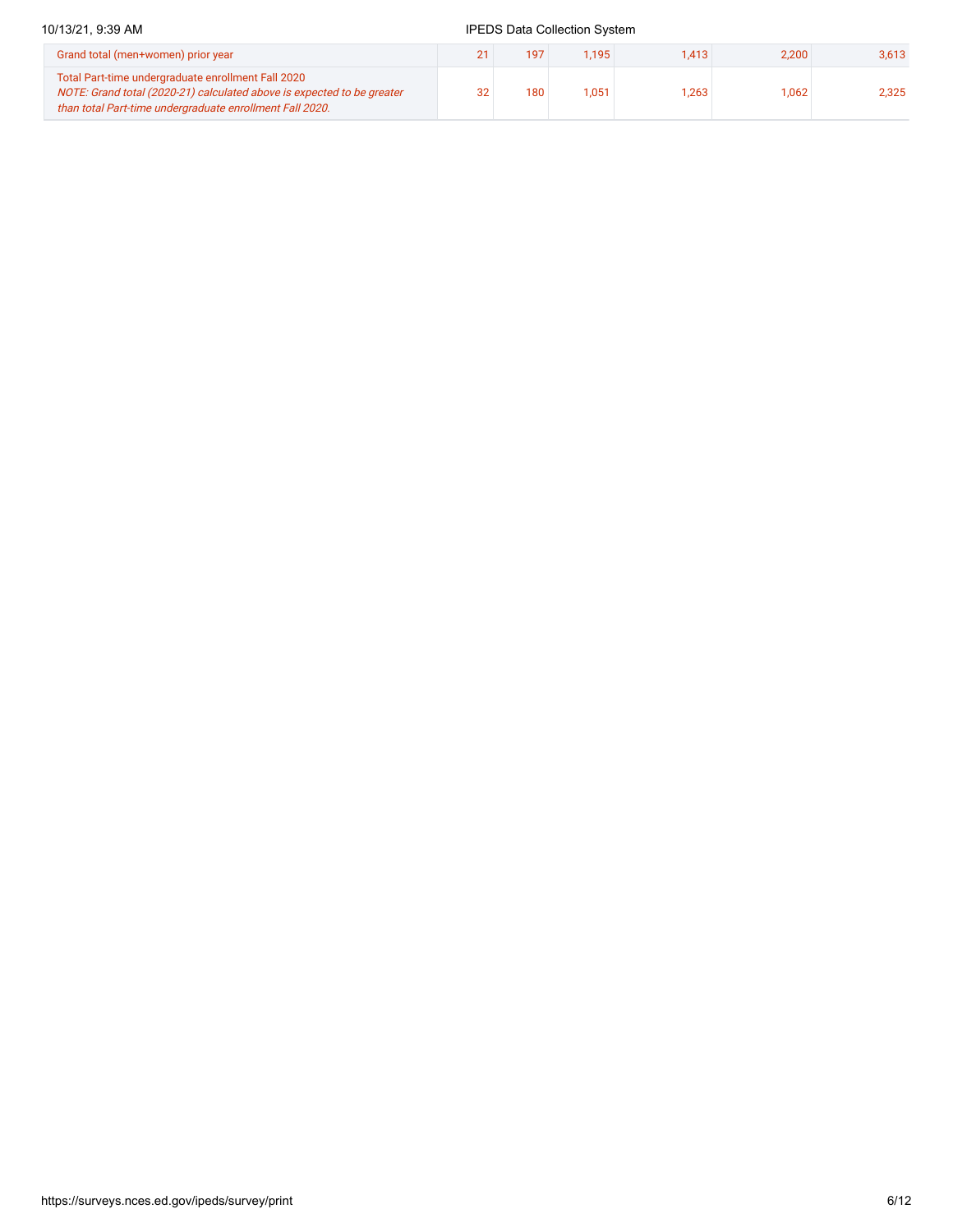| | | | | | | |
|---|---|---|---|---|---|---|
| Grand total (men+women) prior year | 21 | 197 | 1,195 | 1,413 | 2,200 | 3,613 |
| Total Part-time undergraduate enrollment Fall 2020 *NOTE: Grand total (2020-21) calculated above is expected to be greater than total Part-time undergraduate enrollment Fall 2020.* | 32 | 180 | 1,051 | 1,263 | 1,062 | 2,325 |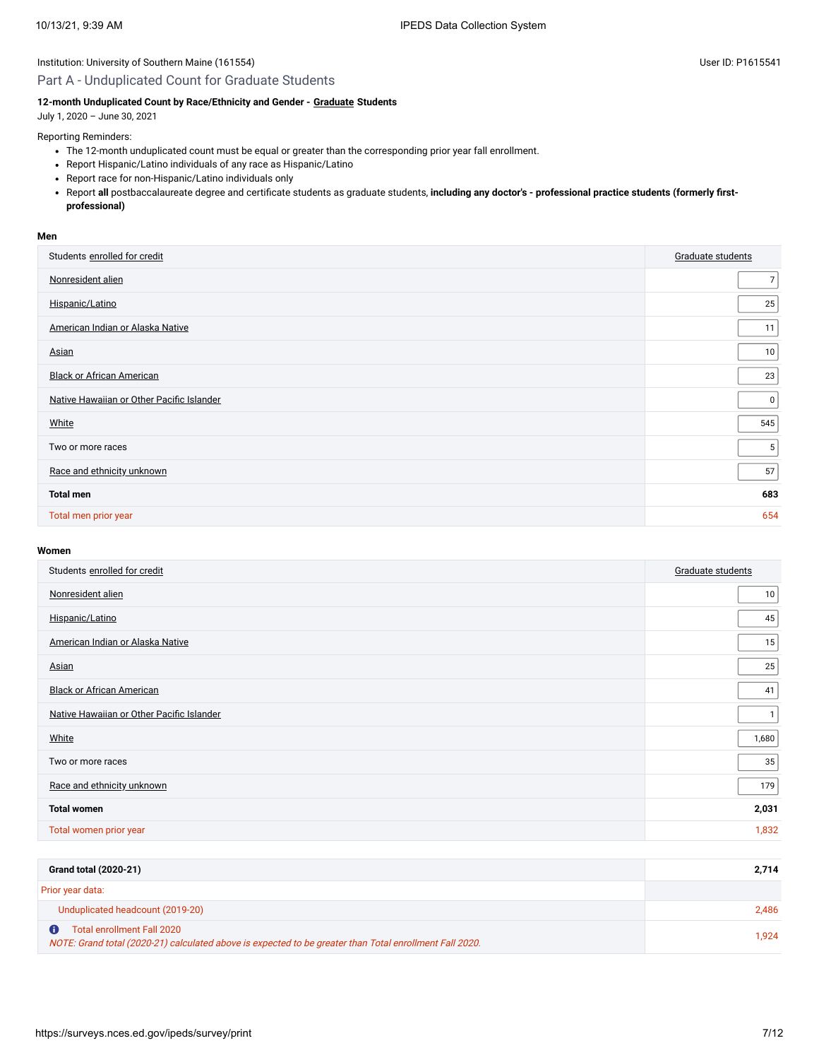Institution: University of Southern Maine (161554)

User ID: P1615541

## Part A - Unduplicated Count for Graduate Students

**12-month Unduplicated Count by Race/Ethnicity and Gender - Graduate Students**
July 1, 2020 – June 30, 2021

Reporting Reminders:

- The 12-month unduplicated count must be equal or greater than the corresponding prior year fall enrollment.
- Report Hispanic/Latino individuals of any race as Hispanic/Latino
- Report race for non-Hispanic/Latino individuals only
- Report **all** postbaccalaureate degree and certificate students as graduate students, **including any doctor's - professional practice students (formerly first-professional)**

**Men**

| Students enrolled for credit | Graduate students |
|---|---|
| Nonresident alien | 7 |
| Hispanic/Latino | 25 |
| American Indian or Alaska Native | 11 |
| Asian | 10 |
| Black or African American | 23 |
| Native Hawaiian or Other Pacific Islander | 0 |
| White | 545 |
| Two or more races | 5 |
| Race and ethnicity unknown | 57 |
| **Total men** | **683** |
| Total men prior year | 654 |

**Women**

| Students enrolled for credit | Graduate students |
|---|---|
| Nonresident alien | 10 |
| Hispanic/Latino | 45 |
| American Indian or Alaska Native | 15 |
| Asian | 25 |
| Black or African American | 41 |
| Native Hawaiian or Other Pacific Islander | 1 |
| White | 1,680 |
| Two or more races | 35 |
| Race and ethnicity unknown | 179 |
| **Total women** | **2,031** |
| Total women prior year | 1,832 |

| **Grand total (2020-21)** | **2,714** |
|---|---|
| Prior year data: | |
| Unduplicated headcount (2019-20) | 2,486 |
| Total enrollment Fall 2020 *NOTE: Grand total (2020-21) calculated above is expected to be greater than Total enrollment Fall 2020.* | 1,924 |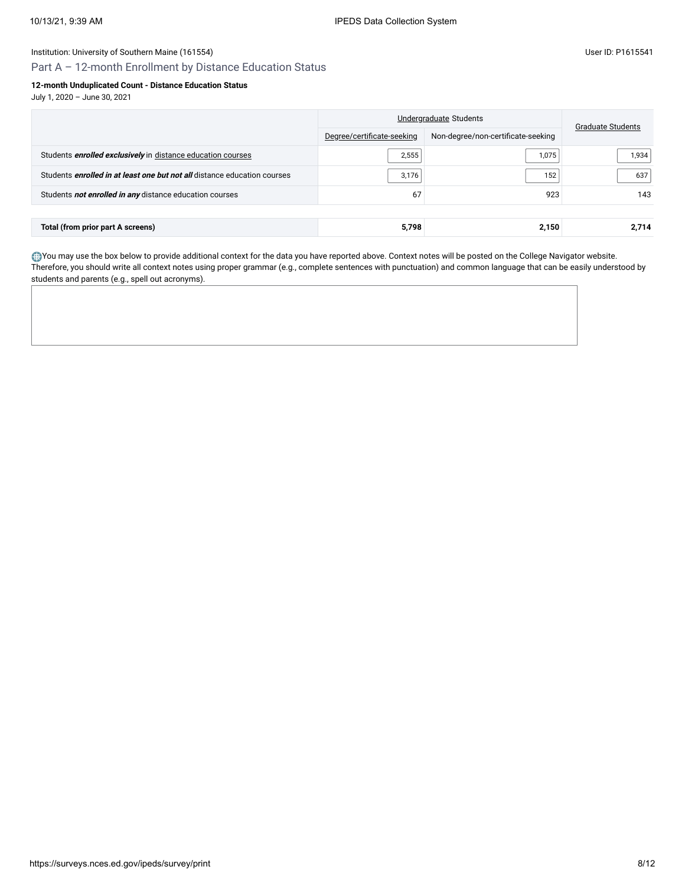Institution: University of Southern Maine (161554)

User ID: P1615541

## Part A – 12-month Enrollment by Distance Education Status

**12-month Unduplicated Count - Distance Education Status**

July 1, 2020 – June 30, 2021

| | Undergraduate Students | | Graduate Students |
|---|---|---|---|
| | Degree/certificate-seeking | Non-degree/non-certificate-seeking | |
| Students ***enrolled exclusively*** in distance education courses | 2,555 | 1,075 | 1,934 |
| Students ***enrolled in at least one but not all*** distance education courses | 3,176 | 152 | 637 |
| Students ***not enrolled in any*** distance education courses | 67 | 923 | 143 |
| **Total (from prior part A screens)** | **5,798** | **2,150** | **2,714** |

You may use the box below to provide additional context for the data you have reported above. Context notes will be posted on the College Navigator website. Therefore, you should write all context notes using proper grammar (e.g., complete sentences with punctuation) and common language that can be easily understood by students and parents (e.g., spell out acronyms).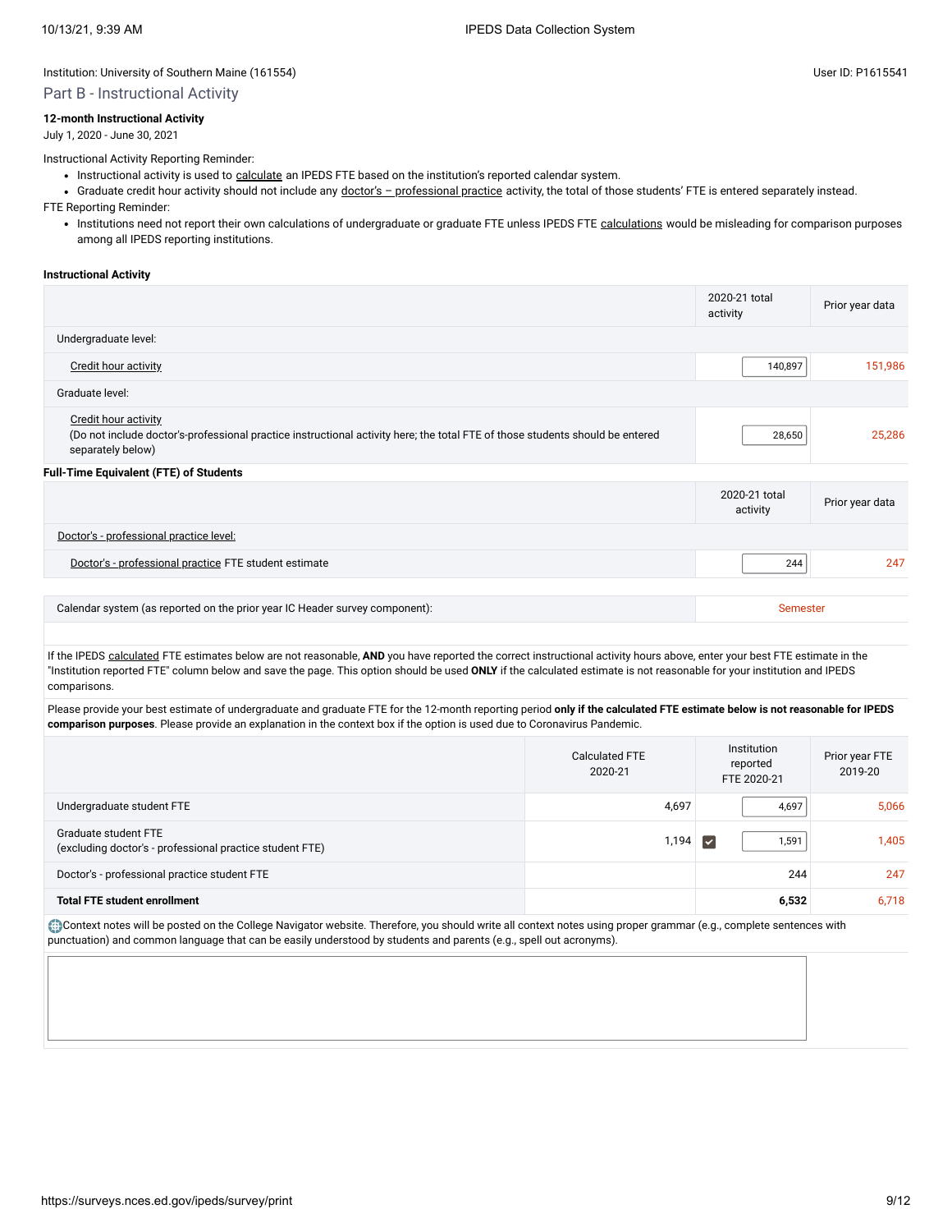Institution: University of Southern Maine (161554)

User ID: P1615541

## Part B - Instructional Activity

**12-month Instructional Activity**

July 1, 2020 - June 30, 2021

Instructional Activity Reporting Reminder:

- Instructional activity is used to calculate an IPEDS FTE based on the institution's reported calendar system.
- Graduate credit hour activity should not include any doctor's – professional practice activity, the total of those students' FTE is entered separately instead.

FTE Reporting Reminder:

- Institutions need not report their own calculations of undergraduate or graduate FTE unless IPEDS FTE calculations would be misleading for comparison purposes among all IPEDS reporting institutions.

**Instructional Activity**

| | 2020-21 total activity | Prior year data |
|---|---|---|
| Undergraduate level: | | |
| Credit hour activity | 140,897 | 151,986 |
| Graduate level: | | |
| Credit hour activity (Do not include doctor's-professional practice instructional activity here; the total FTE of those students should be entered separately below) | 28,650 | 25,286 |

**Full-Time Equivalent (FTE) of Students**

| | 2020-21 total activity | Prior year data |
|---|---|---|
| Doctor's - professional practice level: | | |
| Doctor's - professional practice FTE student estimate | 244 | 247 |

| Calendar system (as reported on the prior year IC Header survey component): | Semester |
|---|---|

If the IPEDS calculated FTE estimates below are not reasonable, **AND** you have reported the correct instructional activity hours above, enter your best FTE estimate in the "Institution reported FTE" column below and save the page. This option should be used **ONLY** if the calculated estimate is not reasonable for your institution and IPEDS comparisons.

Please provide your best estimate of undergraduate and graduate FTE for the 12-month reporting period **only if the calculated FTE estimate below is not reasonable for IPEDS comparison purposes**. Please provide an explanation in the context box if the option is used due to Coronavirus Pandemic.

| | Calculated FTE 2020-21 | Institution reported FTE 2020-21 | Prior year FTE 2019-20 |
|---|---|---|---|
| Undergraduate student FTE | 4,697 | 4,697 | 5,066 |
| Graduate student FTE (excluding doctor's - professional practice student FTE) | 1,194 | ☑ 1,591 | 1,405 |
| Doctor's - professional practice student FTE | | 244 | 247 |
| **Total FTE student enrollment** | | **6,532** | 6,718 |

Context notes will be posted on the College Navigator website. Therefore, you should write all context notes using proper grammar (e.g., complete sentences with punctuation) and common language that can be easily understood by students and parents (e.g., spell out acronyms).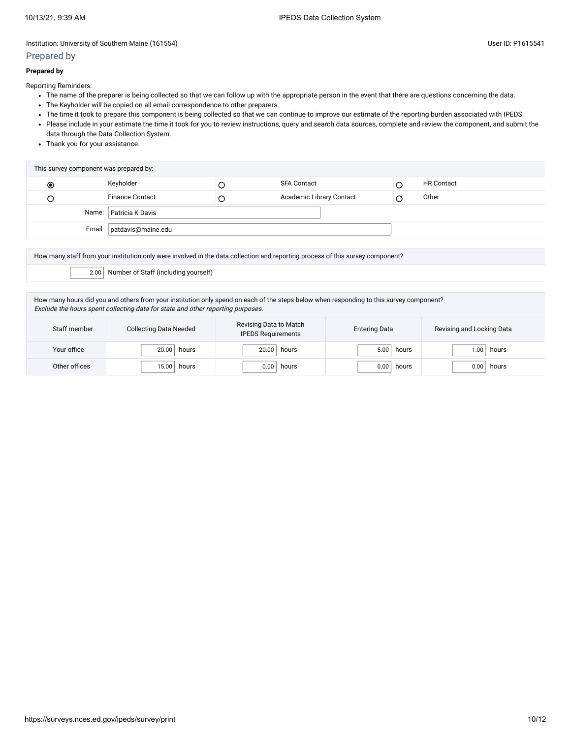Institution: University of Southern Maine (161554)

User ID: P1615541

## Prepared by

**Prepared by**

Reporting Reminders:

- The name of the preparer is being collected so that we can follow up with the appropriate person in the event that there are questions concerning the data.
- The Keyholder will be copied on all email correspondence to other preparers.
- The time it took to prepare this component is being collected so that we can continue to improve our estimate of the reporting burden associated with IPEDS.
- Please include in your estimate the time it took for you to review instructions, query and search data sources, complete and review the component, and submit the data through the Data Collection System.
- Thank you for your assistance.

| This survey component was prepared by: | | | | | |
|---|---|---|---|---|---|
| ◉ | Keyholder | ○ | SFA Contact | ○ | HR Contact |
| ○ | Finance Contact | ○ | Academic Library Contact | ○ | Other |
| Name: | Patricia K Davis | | | | |
| Email: | patdavis@maine.edu | | | | |

How many staff from your institution only were involved in the data collection and reporting process of this survey component?

2.00 Number of Staff (including yourself)

How many hours did you and others from your institution only spend on each of the steps below when responding to this survey component?
*Exclude the hours spent collecting data for state and other reporting purposes.*

| Staff member | Collecting Data Needed | Revising Data to Match IPEDS Requirements | Entering Data | Revising and Locking Data |
|---|---|---|---|---|
| Your office | 20.00 hours | 20.00 hours | 5.00 hours | 1.00 hours |
| Other offices | 15.00 hours | 0.00 hours | 0.00 hours | 0.00 hours |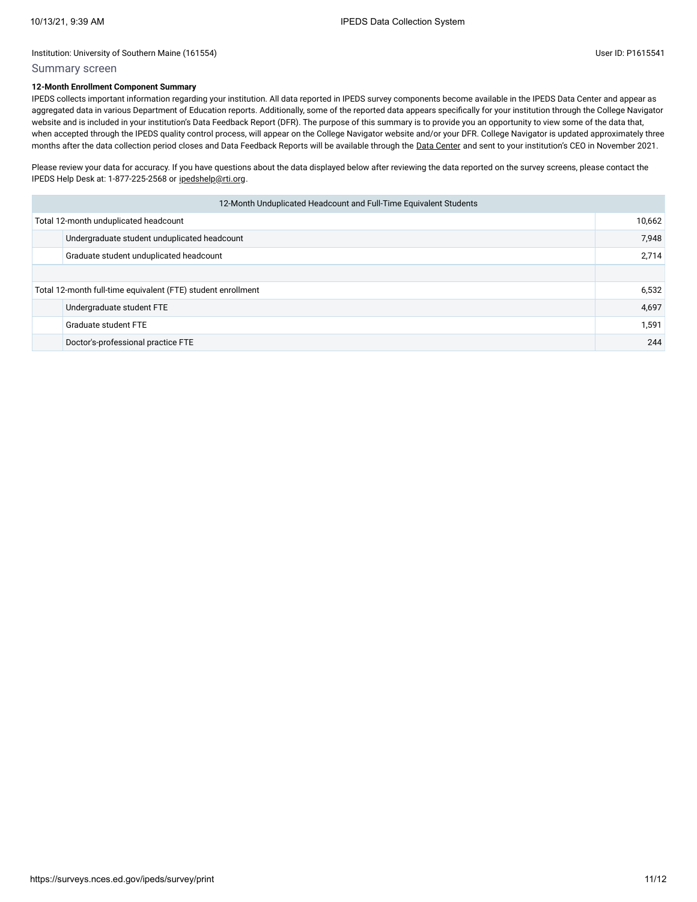Institution: University of Southern Maine (161554)

User ID: P1615541

## Summary screen

**12-Month Enrollment Component Summary**

IPEDS collects important information regarding your institution. All data reported in IPEDS survey components become available in the IPEDS Data Center and appear as aggregated data in various Department of Education reports. Additionally, some of the reported data appears specifically for your institution through the College Navigator website and is included in your institution's Data Feedback Report (DFR). The purpose of this summary is to provide you an opportunity to view some of the data that, when accepted through the IPEDS quality control process, will appear on the College Navigator website and/or your DFR. College Navigator is updated approximately three months after the data collection period closes and Data Feedback Reports will be available through the Data Center and sent to your institution's CEO in November 2021.

Please review your data for accuracy. If you have questions about the data displayed below after reviewing the data reported on the survey screens, please contact the IPEDS Help Desk at: 1-877-225-2568 or ipedshelp@rti.org.

| 12-Month Unduplicated Headcount and Full-Time Equivalent Students | | |
|---|---|---|
| Total 12-month unduplicated headcount | | 10,662 |
| | Undergraduate student unduplicated headcount | 7,948 |
| | Graduate student unduplicated headcount | 2,714 |
| | | |
| Total 12-month full-time equivalent (FTE) student enrollment | | 6,532 |
| | Undergraduate student FTE | 4,697 |
| | Graduate student FTE | 1,591 |
| | Doctor's-professional practice FTE | 244 |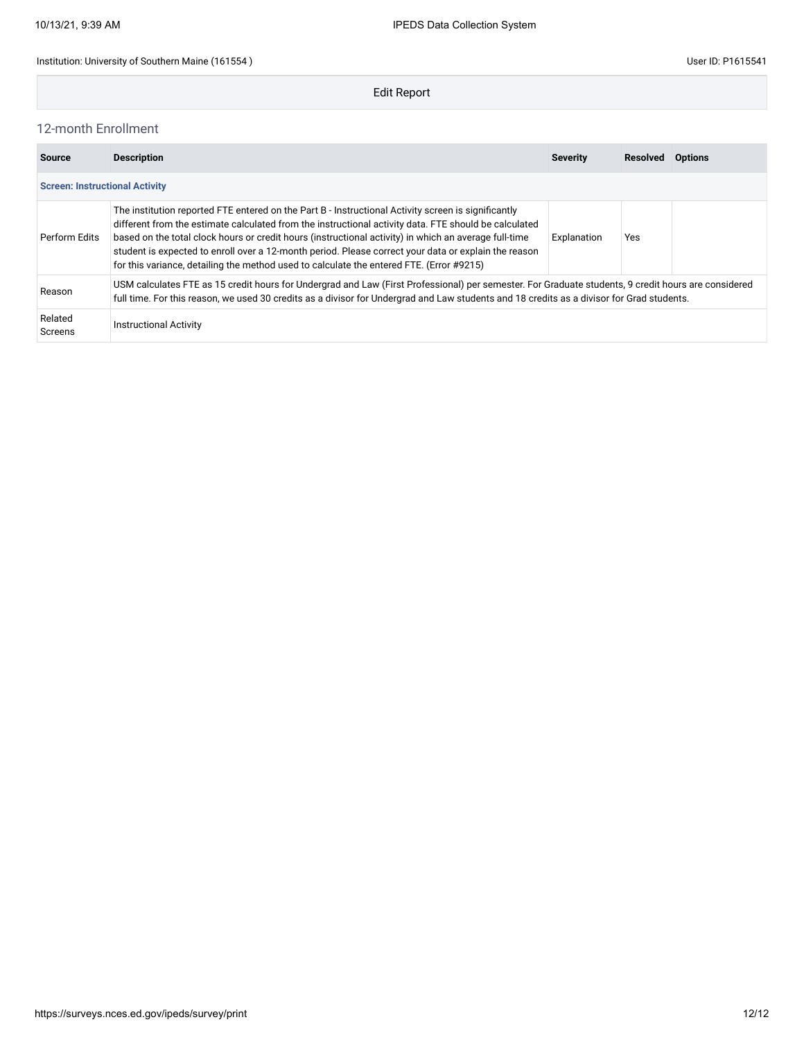Institution: University of Southern Maine (161554 )

User ID: P1615541

Edit Report

## 12-month Enrollment

| Source | Description | Severity | Resolved | Options |
| --- | --- | --- | --- | --- |
| **Screen: Instructional Activity** | | | | |
| Perform Edits | The institution reported FTE entered on the Part B - Instructional Activity screen is significantly different from the estimate calculated from the instructional activity data. FTE should be calculated based on the total clock hours or credit hours (instructional activity) in which an average full-time student is expected to enroll over a 12-month period. Please correct your data or explain the reason for this variance, detailing the method used to calculate the entered FTE. (Error #9215) | Explanation | Yes | |
| Reason | USM calculates FTE as 15 credit hours for Undergrad and Law (First Professional) per semester. For Graduate students, 9 credit hours are considered full time. For this reason, we used 30 credits as a divisor for Undergrad and Law students and 18 credits as a divisor for Grad students. | | | |
| Related Screens | Instructional Activity | | | |